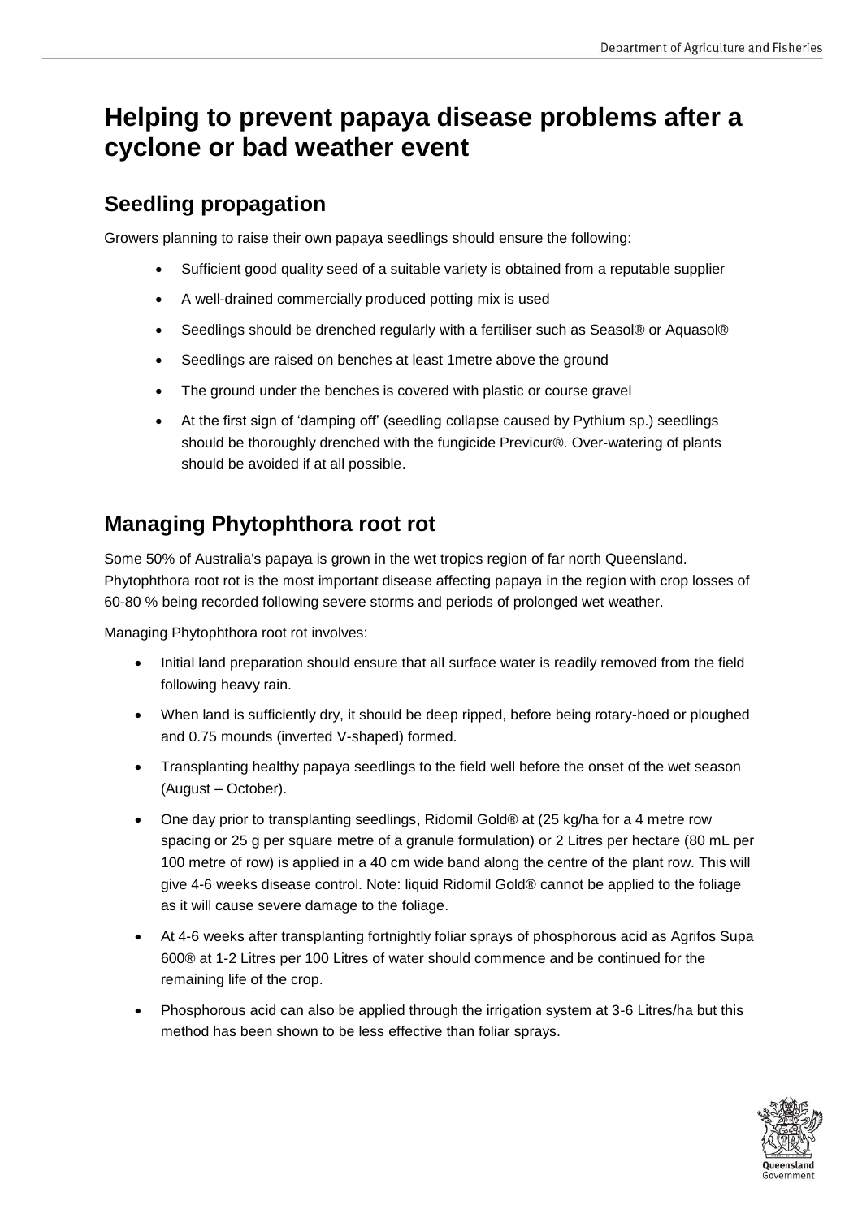# Helping to prevent papaya disease problems after a cyclone or bad weather event

## Seedling propagation

Growers planning to raise their own papaya seedlings should ensure the following:

- Sufficient good quality seed of a suitable variety is obtained from a reputable supplier
- A well-drained commercially produced potting mix is used
- Seedlings should be drenched regularly with a fertiliser such as Seasol® or Aquasol®
- Seedlings are raised on benches at least 1metre above the ground
- The ground under the benches is covered with plastic or course gravel
- At the first sign of 'damping off' (seedling collapse caused by Pythium sp.) seedlings should be thoroughly drenched with the fungicide Previcur®. Over-watering of plants should be avoided if at all possible.

## Managing Phytophthora root rot

Some 50% of Australia's papaya is grown in the wet tropics region of far north Queensland. Phytophthora root rot is the most important disease affecting papaya in the region with crop losses of 60-80 % being recorded following severe storms and periods of prolonged wet weather.

Managing Phytophthora root rot involves:

- Initial land preparation should ensure that all surface water is readily removed from the field following heavy rain.
- When land is sufficiently dry, it should be deep ripped, before being rotary-hoed or ploughed and 0.75 mounds (inverted V-shaped) formed.
- Transplanting healthy papaya seedlings to the field well before the onset of the wet season (August – October).
- One day prior to transplanting seedlings, Ridomil Gold® at (25 kg/ha for a 4 metre row spacing or 25 g per square metre of a granule formulation) or 2 Litres per hectare (80 mL per 100 metre of row) is applied in a 40 cm wide band along the centre of the plant row. This will give 4-6 weeks disease control. Note: liquid Ridomil Gold® cannot be applied to the foliage as it will cause severe damage to the foliage.
- At 4-6 weeks after transplanting fortnightly foliar sprays of phosphorous acid as Agrifos Supa 600® at 1-2 Litres per 100 Litres of water should commence and be continued for the remaining life of the crop.
- Phosphorous acid can also be applied through the irrigation system at 3-6 Litres/ha but this method has been shown to be less effective than foliar sprays.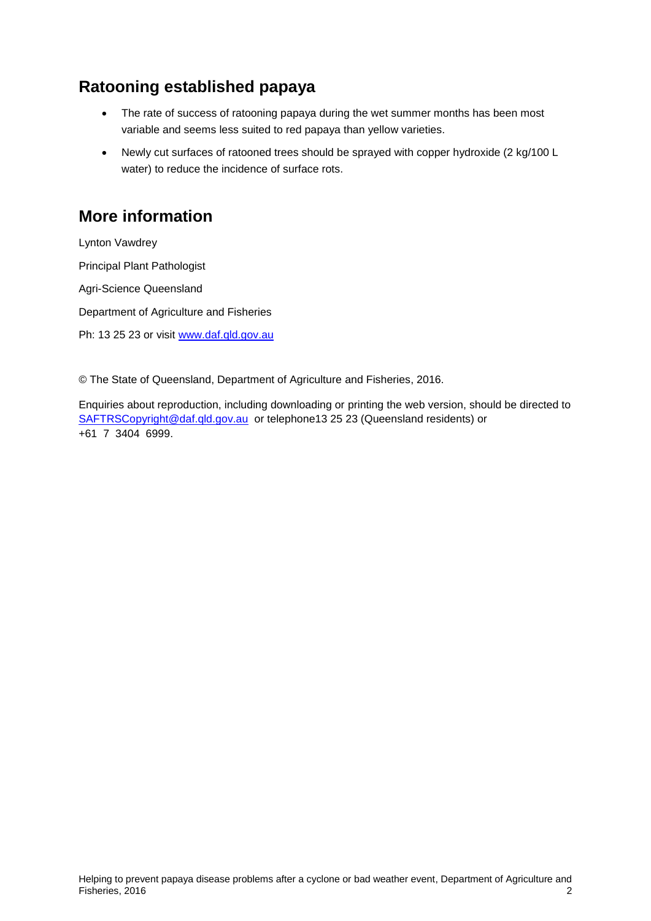## Ratooning established papaya

- The rate of success of ratooning papaya during the wet summer months has been most variable and seems less suited to red papaya than yellow varieties.
- Newly cut surfaces of ratooned trees should be sprayed with copper hydroxide (2 kg/100 L water) to reduce the incidence of surface rots.

## More information

Lynton Vawdrey

Principal Plant Pathologist

Agri-Science Queensland

Department of Agriculture and Fisheries

Ph: 13 25 23 or visit [www.daf.qld.gov.au](http://www.daf.qld.gov.au)

© The State of Queensland, Department of Agriculture and Fisheries, 2016.

Enquiries about reproduction, including downloading or printing the web version, should be directed to [SAFTRSCopyright@daf.qld.gov.au](mailto:SAFTRSCopyright@daf.qld.gov.au) or telephone13 25 23 (Queensland residents) or +61 7 3404 6999.